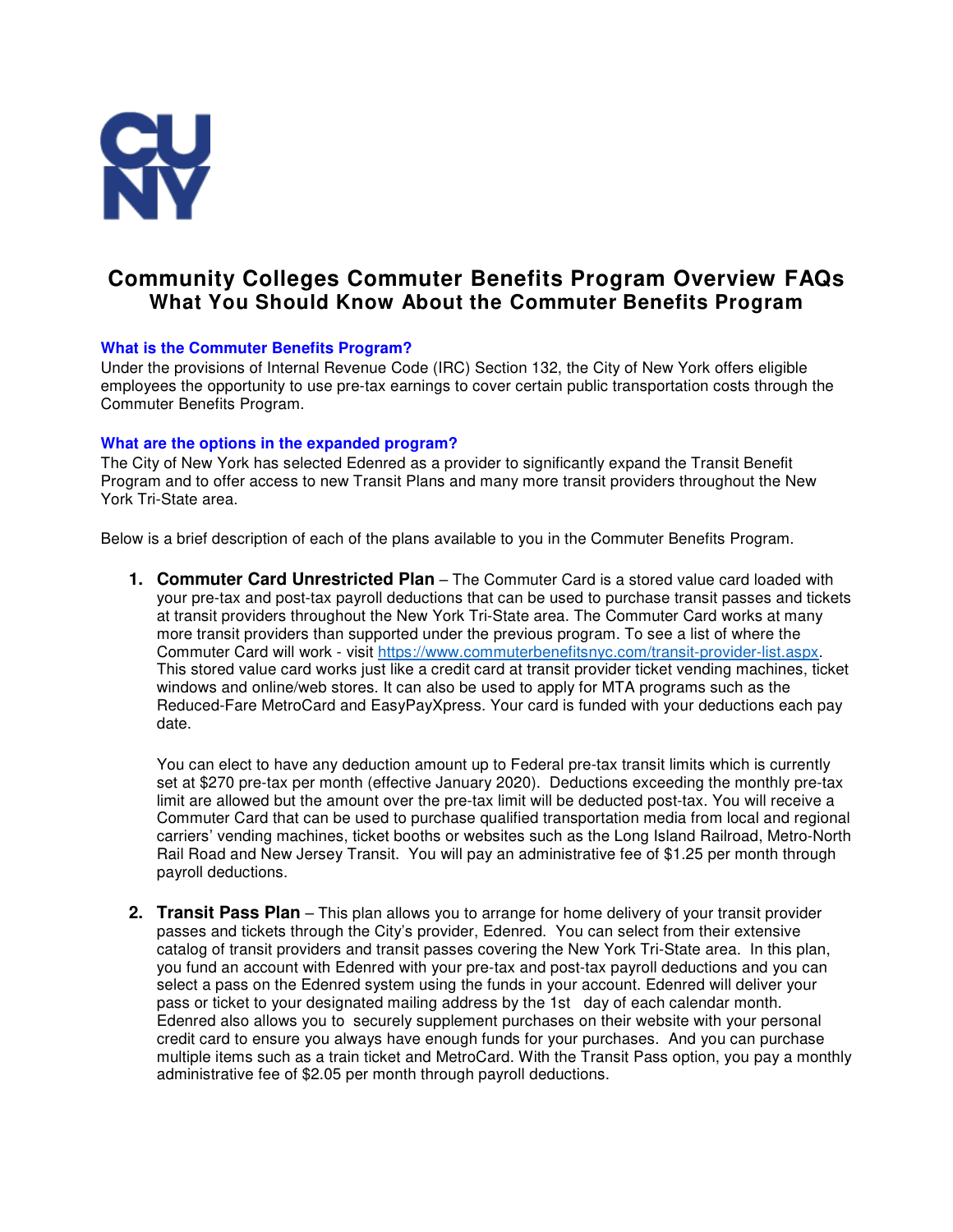# Community Colleges Commuter Benefits Program Overview FAQs

## What You Should Know About the Commuter Benefits Program

### What is the Commuter Benefits Program?

Under the provisions of Internal Revenue Code (IRC) Section 132, the City of New York offers eligible employees the opportunity to use pre-tax earnings to cover certain public transportation costs through the Commuter Benefits Program.

### What are the options in the expanded program?

The City of New York has selected Edenred as a provider to significantly expand the Transit Benefit Program and to offer access to new Transit Plans and many more transit providers throughout the New York Tri-State area.

Below is a brief description of each of the plans available to you in the Commuter Benefits Program.

1. **Commuter Card Unrestricted Plan** – The Commuter Card is a stored value card loaded with your pre-tax and post-tax payroll deductions that can be used to purchase transit passes and tickets at transit providers throughout the New York Tri-State area. The Commuter Card works at many more transit providers than supported under the previous program. To see a list of where the Commuter Card will work - visit https://www.commuterbenefitsnyc.com/transit-provider-list.aspx. This stored value card works just like a credit card at transit provider ticket vending machines, ticket windows and online/web stores. It can also be used to apply for MTA programs such as the Reduced-Fare MetroCard and EasyPayXpress. Your card is funded with your deductions each pay date.

   You can elect to have any deduction amount up to Federal pre-tax transit limits which is currently set at $270 pre-tax per month (effective January 2020). Deductions exceeding the monthly pre-tax limit are allowed but the amount over the pre-tax limit will be deducted post-tax. You will receive a Commuter Card that can be used to purchase qualified transportation media from local and regional carriers' vending machines, ticket booths or websites such as the Long Island Railroad, Metro-North Rail Road and New Jersey Transit. You will pay an administrative fee of $1.25 per month through payroll deductions.

2. **Transit Pass Plan** – This plan allows you to arrange for home delivery of your transit provider passes and tickets through the City's provider, Edenred. You can select from their extensive catalog of transit providers and transit passes covering the New York Tri-State area. In this plan, you fund an account with Edenred with your pre-tax and post-tax payroll deductions and you can select a pass on the Edenred system using the funds in your account. Edenred will deliver your pass or ticket to your designated mailing address by the 1st day of each calendar month. Edenred also allows you to securely supplement purchases on their website with your personal credit card to ensure you always have enough funds for your purchases. And you can purchase multiple items such as a train ticket and MetroCard. With the Transit Pass option, you pay a monthly administrative fee of $2.05 per month through payroll deductions.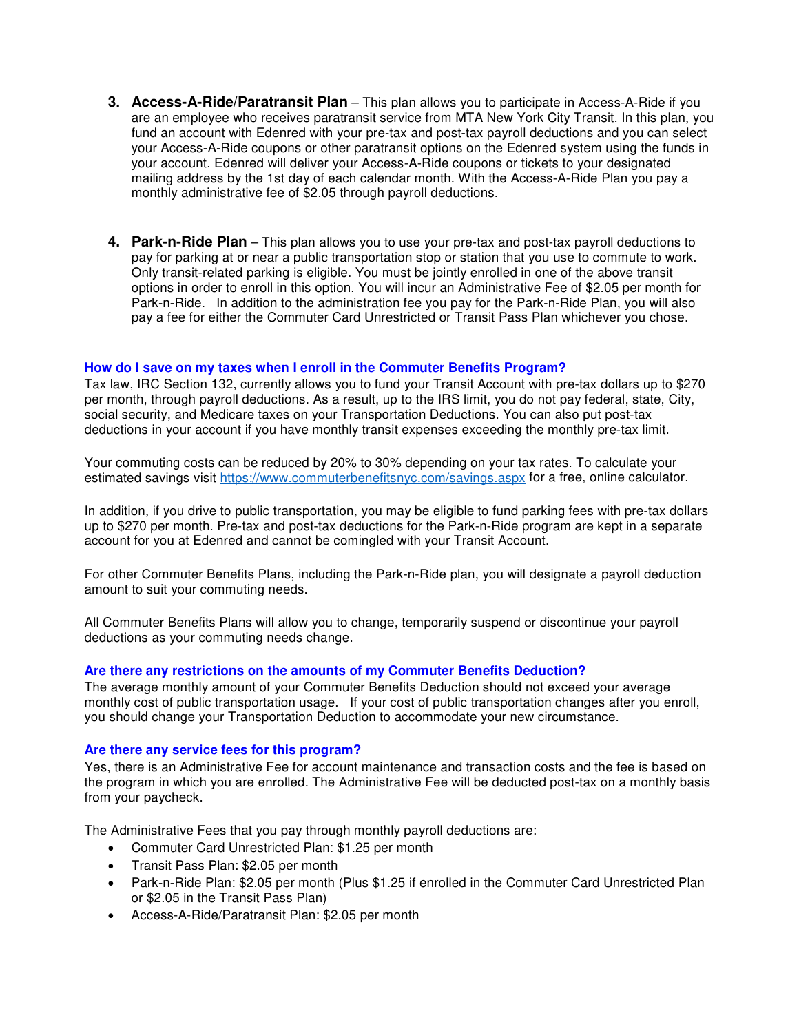3. **Access-A-Ride/Paratransit Plan** – This plan allows you to participate in Access-A-Ride if you are an employee who receives paratransit service from MTA New York City Transit. In this plan, you fund an account with Edenred with your pre-tax and post-tax payroll deductions and you can select your Access-A-Ride coupons or other paratransit options on the Edenred system using the funds in your account. Edenred will deliver your Access-A-Ride coupons or tickets to your designated mailing address by the 1st day of each calendar month. With the Access-A-Ride Plan you pay a monthly administrative fee of $2.05 through payroll deductions.

4. **Park-n-Ride Plan** – This plan allows you to use your pre-tax and post-tax payroll deductions to pay for parking at or near a public transportation stop or station that you use to commute to work. Only transit-related parking is eligible. You must be jointly enrolled in one of the above transit options in order to enroll in this option. You will incur an Administrative Fee of $2.05 per month for Park-n-Ride. In addition to the administration fee you pay for the Park-n-Ride Plan, you will also pay a fee for either the Commuter Card Unrestricted or Transit Pass Plan whichever you chose.

### How do I save on my taxes when I enroll in the Commuter Benefits Program?

Tax law, IRC Section 132, currently allows you to fund your Transit Account with pre-tax dollars up to $270 per month, through payroll deductions. As a result, up to the IRS limit, you do not pay federal, state, City, social security, and Medicare taxes on your Transportation Deductions. You can also put post-tax deductions in your account if you have monthly transit expenses exceeding the monthly pre-tax limit.

Your commuting costs can be reduced by 20% to 30% depending on your tax rates. To calculate your estimated savings visit https://www.commuterbenefitsnyc.com/savings.aspx for a free, online calculator.

In addition, if you drive to public transportation, you may be eligible to fund parking fees with pre-tax dollars up to $270 per month. Pre-tax and post-tax deductions for the Park-n-Ride program are kept in a separate account for you at Edenred and cannot be comingled with your Transit Account.

For other Commuter Benefits Plans, including the Park-n-Ride plan, you will designate a payroll deduction amount to suit your commuting needs.

All Commuter Benefits Plans will allow you to change, temporarily suspend or discontinue your payroll deductions as your commuting needs change.

### Are there any restrictions on the amounts of my Commuter Benefits Deduction?

The average monthly amount of your Commuter Benefits Deduction should not exceed your average monthly cost of public transportation usage. If your cost of public transportation changes after you enroll, you should change your Transportation Deduction to accommodate your new circumstance.

### Are there any service fees for this program?

Yes, there is an Administrative Fee for account maintenance and transaction costs and the fee is based on the program in which you are enrolled. The Administrative Fee will be deducted post-tax on a monthly basis from your paycheck.

The Administrative Fees that you pay through monthly payroll deductions are:

- Commuter Card Unrestricted Plan: $1.25 per month
- Transit Pass Plan: $2.05 per month
- Park-n-Ride Plan: $2.05 per month (Plus $1.25 if enrolled in the Commuter Card Unrestricted Plan or $2.05 in the Transit Pass Plan)
- Access-A-Ride/Paratransit Plan: $2.05 per month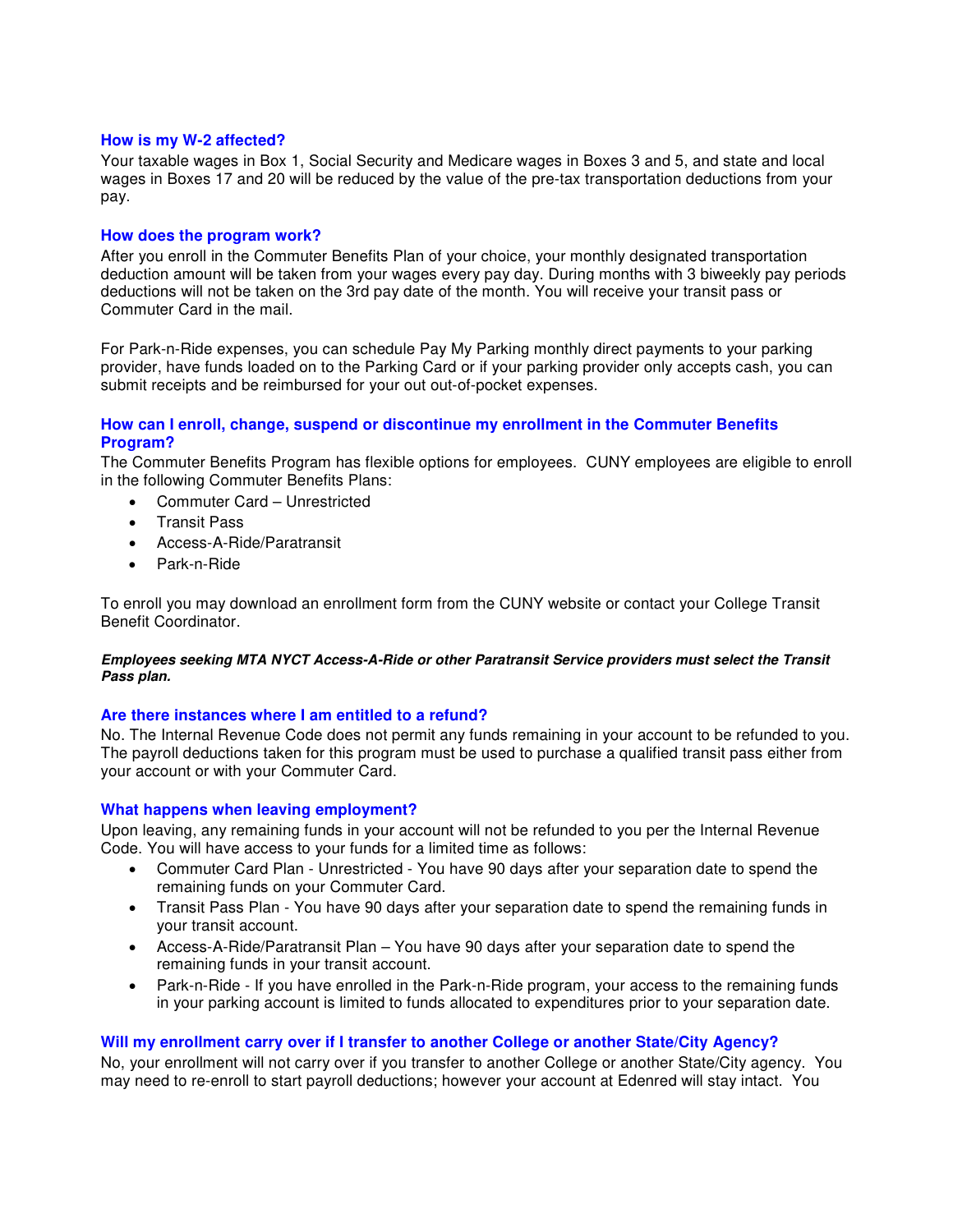### How is my W-2 affected?

Your taxable wages in Box 1, Social Security and Medicare wages in Boxes 3 and 5, and state and local wages in Boxes 17 and 20 will be reduced by the value of the pre-tax transportation deductions from your pay.

### How does the program work?

After you enroll in the Commuter Benefits Plan of your choice, your monthly designated transportation deduction amount will be taken from your wages every pay day. During months with 3 biweekly pay periods deductions will not be taken on the 3rd pay date of the month. You will receive your transit pass or Commuter Card in the mail.

For Park-n-Ride expenses, you can schedule Pay My Parking monthly direct payments to your parking provider, have funds loaded on to the Parking Card or if your parking provider only accepts cash, you can submit receipts and be reimbursed for your out out-of-pocket expenses.

### How can I enroll, change, suspend or discontinue my enrollment in the Commuter Benefits Program?

The Commuter Benefits Program has flexible options for employees. CUNY employees are eligible to enroll in the following Commuter Benefits Plans:

- Commuter Card – Unrestricted
- Transit Pass
- Access-A-Ride/Paratransit
- Park-n-Ride

To enroll you may download an enrollment form from the CUNY website or contact your College Transit Benefit Coordinator.

***Employees seeking MTA NYCT Access-A-Ride or other Paratransit Service providers must select the Transit Pass plan.***

### Are there instances where I am entitled to a refund?

No. The Internal Revenue Code does not permit any funds remaining in your account to be refunded to you. The payroll deductions taken for this program must be used to purchase a qualified transit pass either from your account or with your Commuter Card.

### What happens when leaving employment?

Upon leaving, any remaining funds in your account will not be refunded to you per the Internal Revenue Code. You will have access to your funds for a limited time as follows:

- Commuter Card Plan - Unrestricted - You have 90 days after your separation date to spend the remaining funds on your Commuter Card.
- Transit Pass Plan - You have 90 days after your separation date to spend the remaining funds in your transit account.
- Access-A-Ride/Paratransit Plan – You have 90 days after your separation date to spend the remaining funds in your transit account.
- Park-n-Ride - If you have enrolled in the Park-n-Ride program, your access to the remaining funds in your parking account is limited to funds allocated to expenditures prior to your separation date.

### Will my enrollment carry over if I transfer to another College or another State/City Agency?

No, your enrollment will not carry over if you transfer to another College or another State/City agency. You may need to re-enroll to start payroll deductions; however your account at Edenred will stay intact. You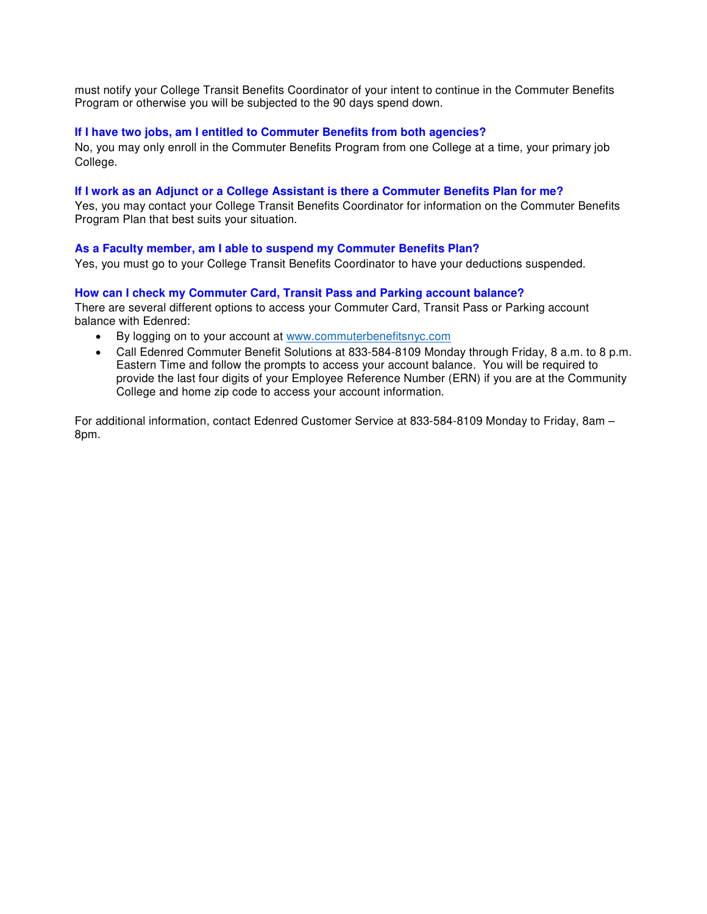must notify your College Transit Benefits Coordinator of your intent to continue in the Commuter Benefits Program or otherwise you will be subjected to the 90 days spend down.

### If I have two jobs, am I entitled to Commuter Benefits from both agencies?

No, you may only enroll in the Commuter Benefits Program from one College at a time, your primary job College.

### If I work as an Adjunct or a College Assistant is there a Commuter Benefits Plan for me?

Yes, you may contact your College Transit Benefits Coordinator for information on the Commuter Benefits Program Plan that best suits your situation.

### As a Faculty member, am I able to suspend my Commuter Benefits Plan?

Yes, you must go to your College Transit Benefits Coordinator to have your deductions suspended.

### How can I check my Commuter Card, Transit Pass and Parking account balance?

There are several different options to access your Commuter Card, Transit Pass or Parking account balance with Edenred:

- By logging on to your account at www.commuterbenefitsnyc.com
- Call Edenred Commuter Benefit Solutions at 833-584-8109 Monday through Friday, 8 a.m. to 8 p.m. Eastern Time and follow the prompts to access your account balance. You will be required to provide the last four digits of your Employee Reference Number (ERN) if you are at the Community College and home zip code to access your account information.

For additional information, contact Edenred Customer Service at 833-584-8109 Monday to Friday, 8am – 8pm.